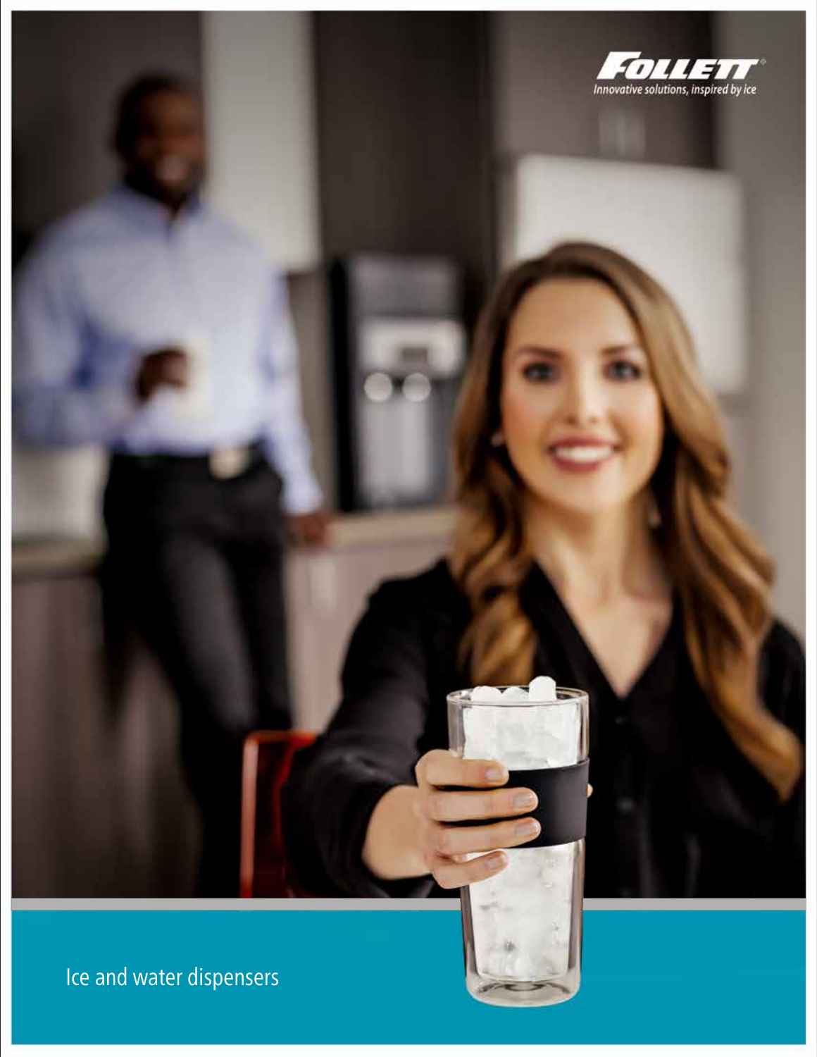FOLLETT®

Innovative solutions, inspired by ice

# Ice and water dispensers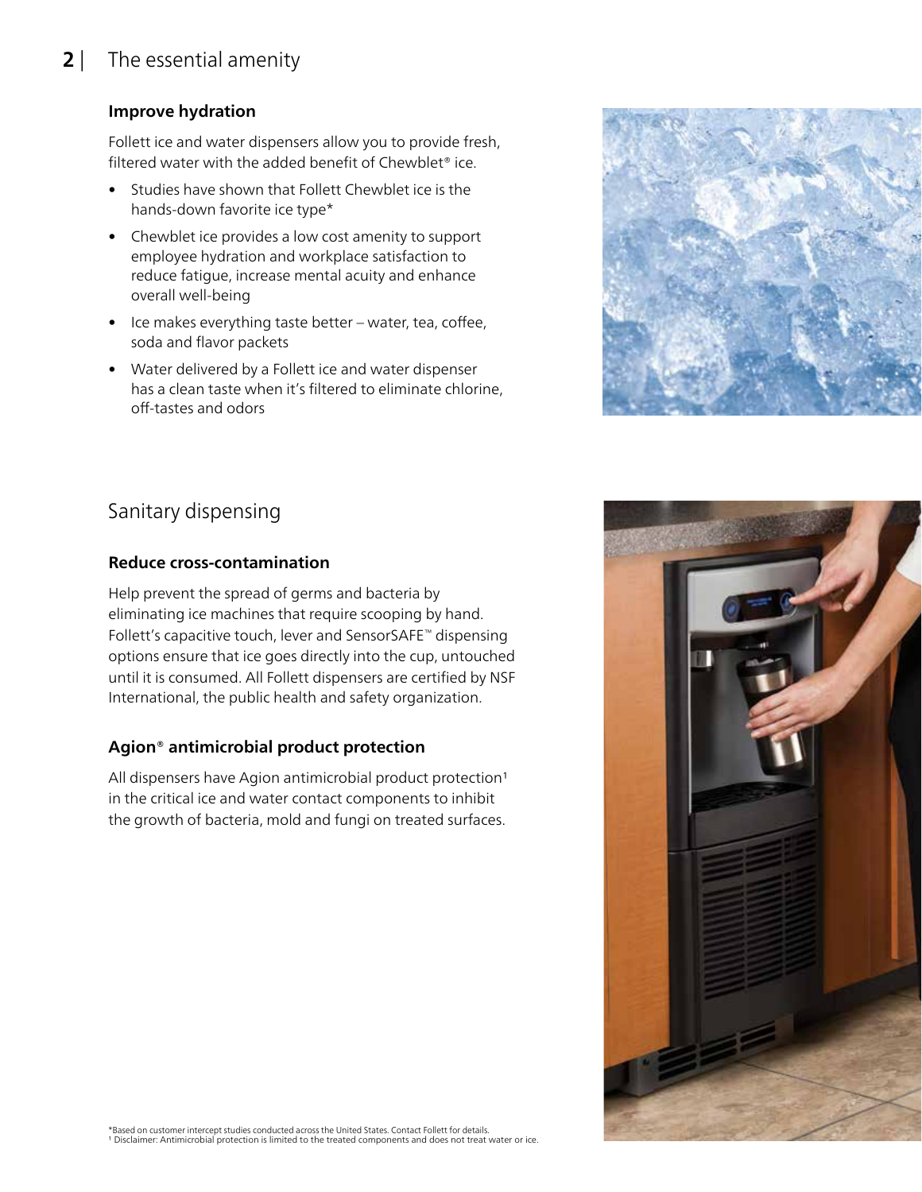# The essential amenity

### Improve hydration

Follett ice and water dispensers allow you to provide fresh, filtered water with the added benefit of Chewblet® ice.

- Studies have shown that Follett Chewblet ice is the hands-down favorite ice type*
- Chewblet ice provides a low cost amenity to support employee hydration and workplace satisfaction to reduce fatigue, increase mental acuity and enhance overall well-being
- Ice makes everything taste better – water, tea, coffee, soda and flavor packets
- Water delivered by a Follett ice and water dispenser has a clean taste when it's filtered to eliminate chlorine, off-tastes and odors

## Sanitary dispensing

### Reduce cross-contamination

Help prevent the spread of germs and bacteria by eliminating ice machines that require scooping by hand. Follett's capacitive touch, lever and SensorSAFE™ dispensing options ensure that ice goes directly into the cup, untouched until it is consumed. All Follett dispensers are certified by NSF International, the public health and safety organization.

### Agion® antimicrobial product protection

All dispensers have Agion antimicrobial product protection[1] in the critical ice and water contact components to inhibit the growth of bacteria, mold and fungi on treated surfaces.

*Based on customer intercept studies conducted across the United States. Contact Follett for details.
[1] Disclaimer: Antimicrobial protection is limited to the treated components and does not treat water or ice.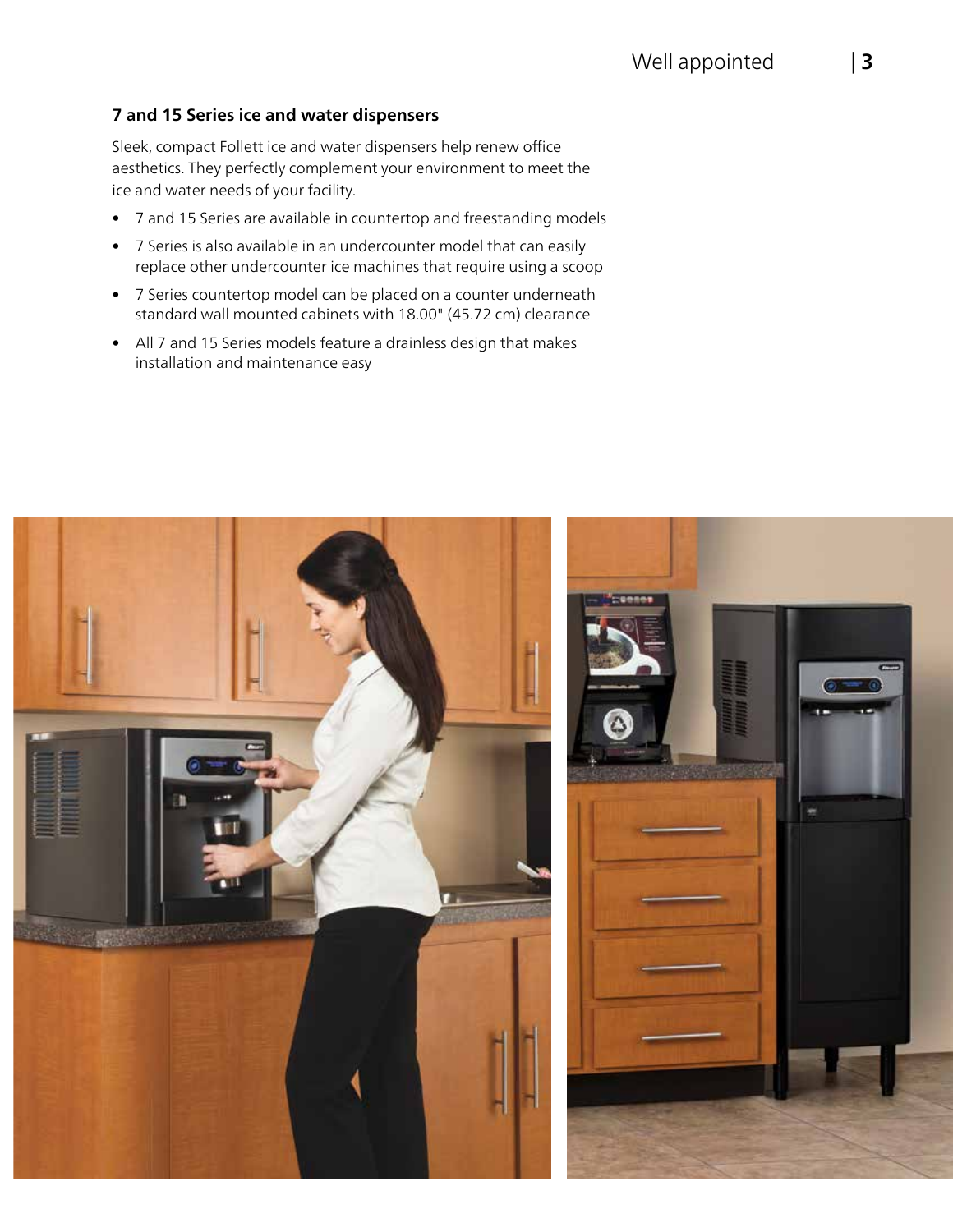### 7 and 15 Series ice and water dispensers

Sleek, compact Follett ice and water dispensers help renew office aesthetics. They perfectly complement your environment to meet the ice and water needs of your facility.

- 7 and 15 Series are available in countertop and freestanding models
- 7 Series is also available in an undercounter model that can easily replace other undercounter ice machines that require using a scoop
- 7 Series countertop model can be placed on a counter underneath standard wall mounted cabinets with 18.00" (45.72 cm) clearance
- All 7 and 15 Series models feature a drainless design that makes installation and maintenance easy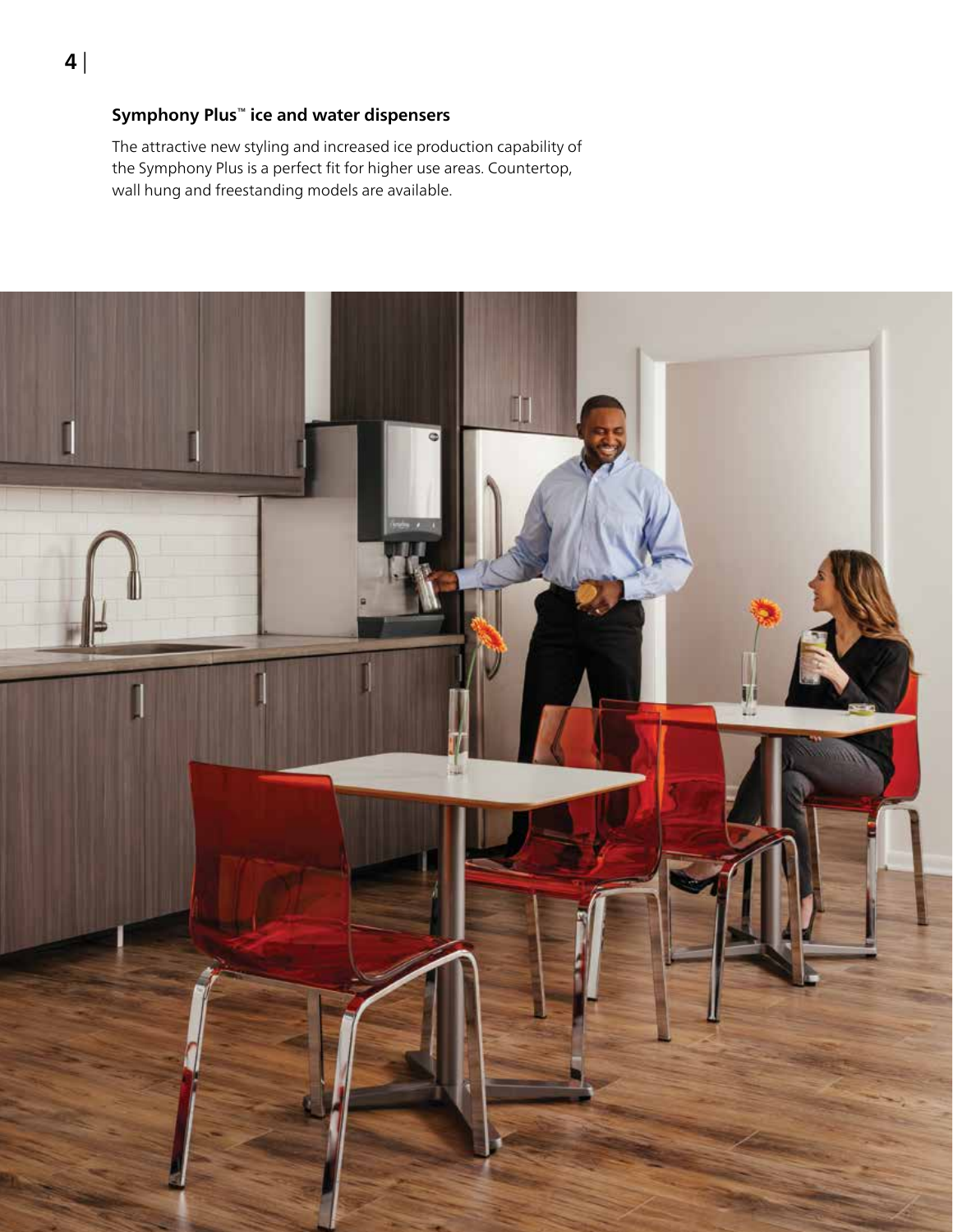### Symphony Plus™ ice and water dispensers

The attractive new styling and increased ice production capability of the Symphony Plus is a perfect fit for higher use areas. Countertop, wall hung and freestanding models are available.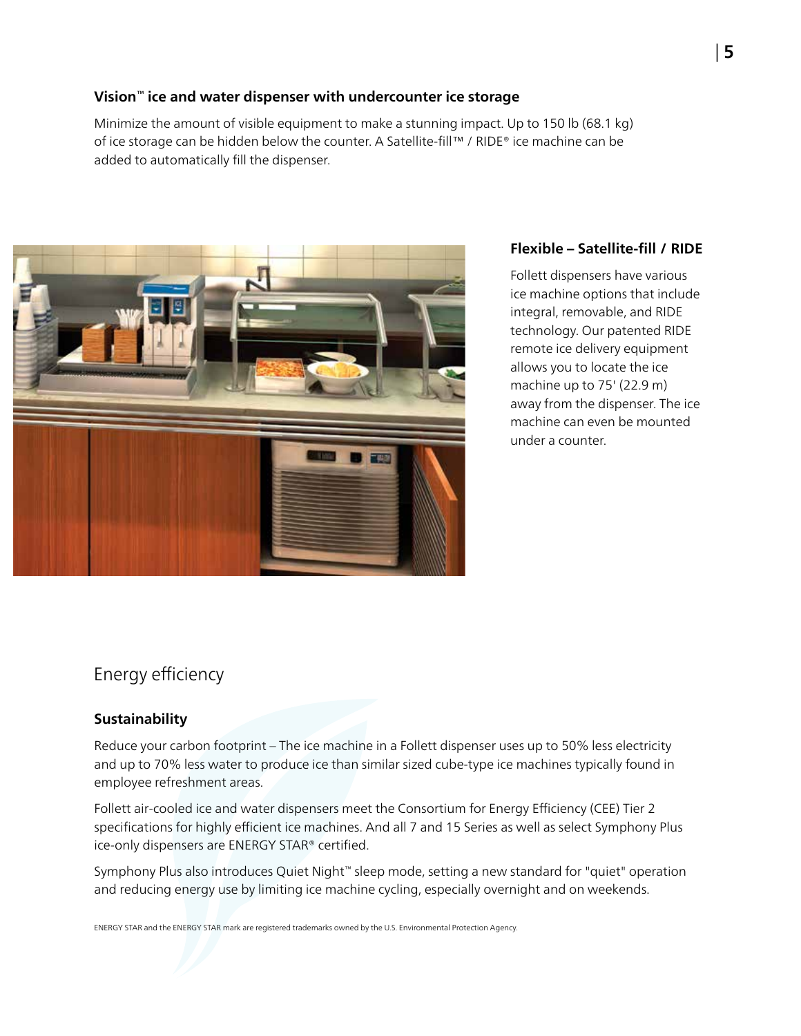### Vision™ ice and water dispenser with undercounter ice storage

Minimize the amount of visible equipment to make a stunning impact. Up to 150 lb (68.1 kg) of ice storage can be hidden below the counter. A Satellite-fill™ / RIDE® ice machine can be added to automatically fill the dispenser.

### Flexible – Satellite-fill / RIDE

Follett dispensers have various ice machine options that include integral, removable, and RIDE technology. Our patented RIDE remote ice delivery equipment allows you to locate the ice machine up to 75' (22.9 m) away from the dispenser. The ice machine can even be mounted under a counter.

## Energy efficiency

### Sustainability

Reduce your carbon footprint – The ice machine in a Follett dispenser uses up to 50% less electricity and up to 70% less water to produce ice than similar sized cube-type ice machines typically found in employee refreshment areas.

Follett air-cooled ice and water dispensers meet the Consortium for Energy Efficiency (CEE) Tier 2 specifications for highly efficient ice machines. And all 7 and 15 Series as well as select Symphony Plus ice-only dispensers are ENERGY STAR® certified.

Symphony Plus also introduces Quiet Night™ sleep mode, setting a new standard for "quiet" operation and reducing energy use by limiting ice machine cycling, especially overnight and on weekends.

ENERGY STAR and the ENERGY STAR mark are registered trademarks owned by the U.S. Environmental Protection Agency.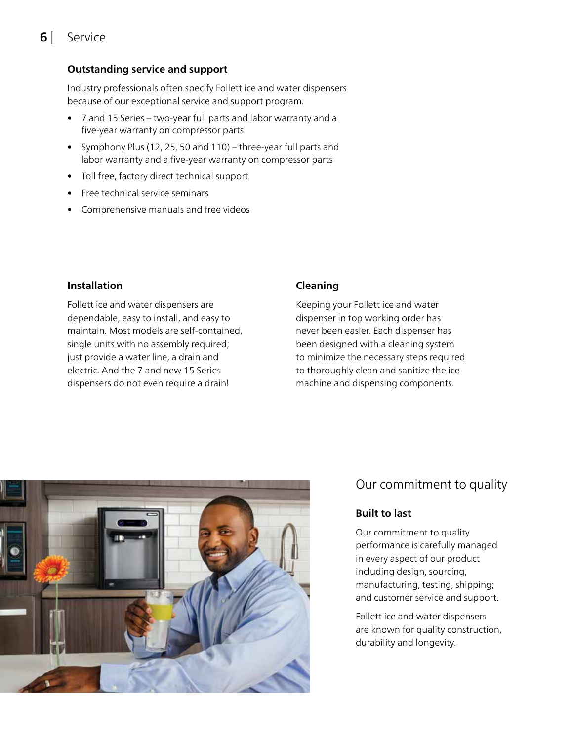## Outstanding service and support

Industry professionals often specify Follett ice and water dispensers because of our exceptional service and support program.

- 7 and 15 Series – two-year full parts and labor warranty and a five-year warranty on compressor parts
- Symphony Plus (12, 25, 50 and 110) – three-year full parts and labor warranty and a five-year warranty on compressor parts
- Toll free, factory direct technical support
- Free technical service seminars
- Comprehensive manuals and free videos

## Installation

Follett ice and water dispensers are dependable, easy to install, and easy to maintain. Most models are self-contained, single units with no assembly required; just provide a water line, a drain and electric. And the 7 and new 15 Series dispensers do not even require a drain!

## Cleaning

Keeping your Follett ice and water dispenser in top working order has never been easier. Each dispenser has been designed with a cleaning system to minimize the necessary steps required to thoroughly clean and sanitize the ice machine and dispensing components.

# Our commitment to quality

## Built to last

Our commitment to quality performance is carefully managed in every aspect of our product including design, sourcing, manufacturing, testing, shipping; and customer service and support.

Follett ice and water dispensers are known for quality construction, durability and longevity.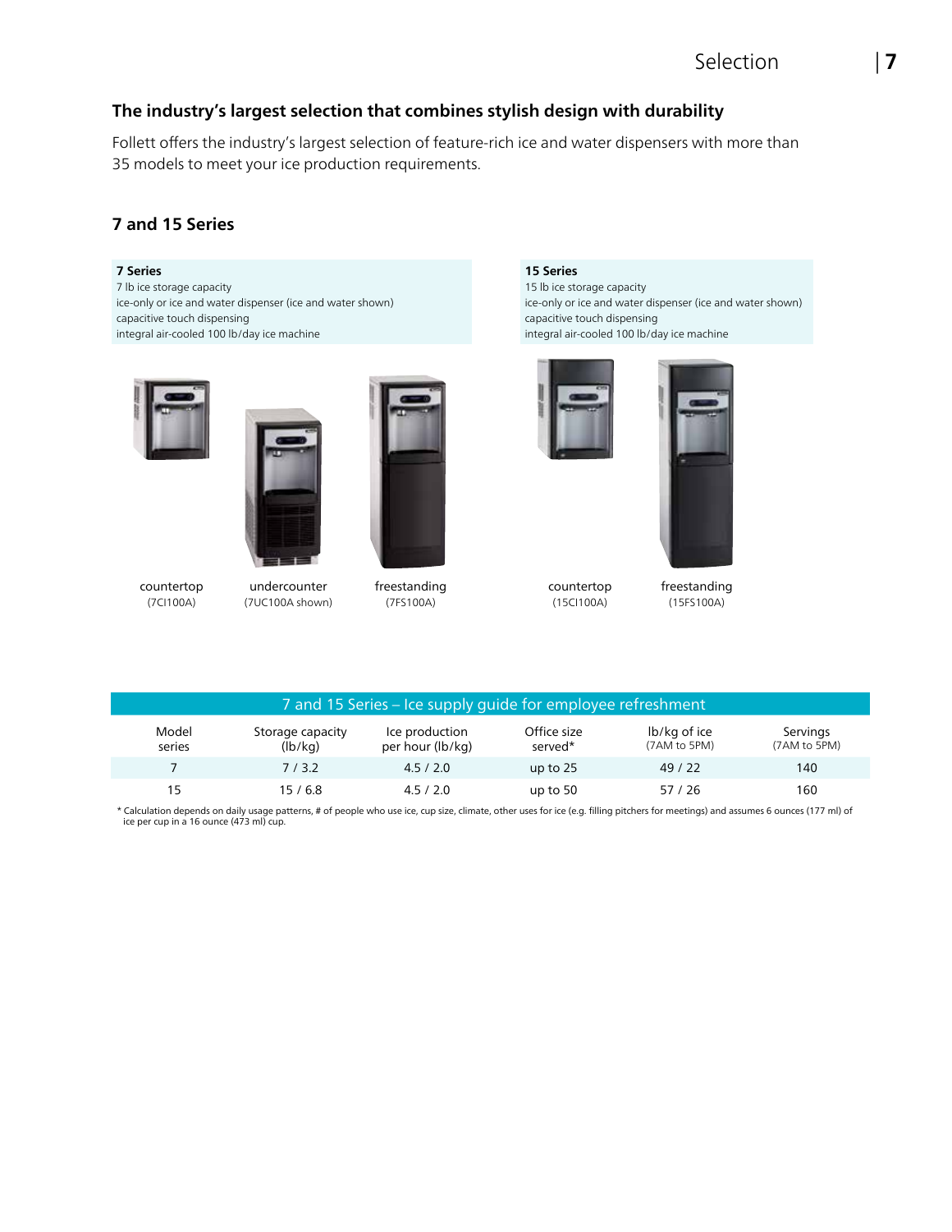## The industry's largest selection that combines stylish design with durability

Follett offers the industry's largest selection of feature-rich ice and water dispensers with more than 35 models to meet your ice production requirements.

## 7 and 15 Series

**7 Series**
7 lb ice storage capacity
ice-only or ice and water dispenser (ice and water shown)
capacitive touch dispensing
integral air-cooled 100 lb/day ice machine

countertop
(7CI100A)

undercounter
(7UC100A shown)

freestanding
(7FS100A)

**15 Series**
15 lb ice storage capacity
ice-only or ice and water dispenser (ice and water shown)
capacitive touch dispensing
integral air-cooled 100 lb/day ice machine

countertop
(15CI100A)

freestanding
(15FS100A)

**7 and 15 Series – Ice supply guide for employee refreshment**

| Model series | Storage capacity (lb/kg) | Ice production per hour (lb/kg) | Office size served* | lb/kg of ice (7AM to 5PM) | Servings (7AM to 5PM) |
|---|---|---|---|---|---|
| 7 | 7 / 3.2 | 4.5 / 2.0 | up to 25 | 49 / 22 | 140 |
| 15 | 15 / 6.8 | 4.5 / 2.0 | up to 50 | 57 / 26 | 160 |

* Calculation depends on daily usage patterns, # of people who use ice, cup size, climate, other uses for ice (e.g. filling pitchers for meetings) and assumes 6 ounces (177 ml) of ice per cup in a 16 ounce (473 ml) cup.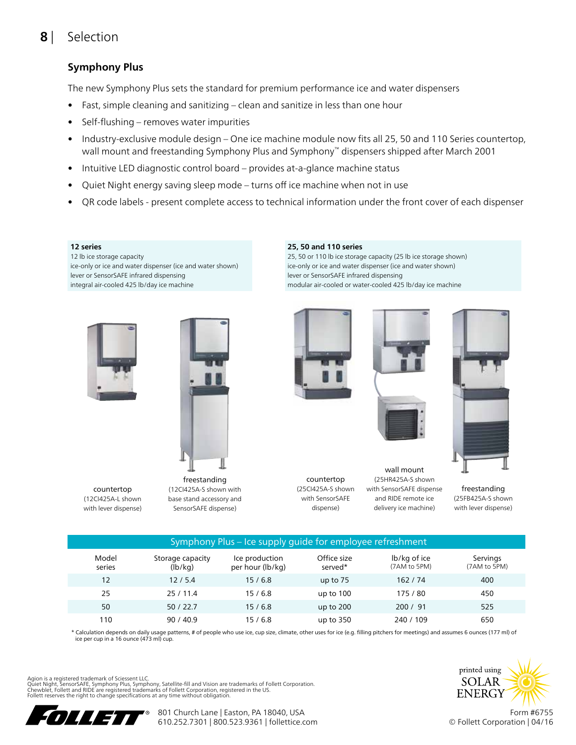## Symphony Plus

The new Symphony Plus sets the standard for premium performance ice and water dispensers

- Fast, simple cleaning and sanitizing – clean and sanitize in less than one hour
- Self-flushing – removes water impurities
- Industry-exclusive module design – One ice machine module now fits all 25, 50 and 110 Series countertop, wall mount and freestanding Symphony Plus and Symphony™ dispensers shipped after March 2001
- Intuitive LED diagnostic control board – provides at-a-glance machine status
- Quiet Night energy saving sleep mode – turns off ice machine when not in use
- QR code labels - present complete access to technical information under the front cover of each dispenser

**12 series**
12 lb ice storage capacity
ice-only or ice and water dispenser (ice and water shown)
lever or SensorSAFE infrared dispensing
integral air-cooled 425 lb/day ice machine

**25, 50 and 110 series**
25, 50 or 110 lb ice storage capacity (25 lb ice storage shown)
ice-only or ice and water dispenser (ice and water shown)
lever or SensorSAFE infrared dispensing
modular air-cooled or water-cooled 425 lb/day ice machine

countertop
(12CI425A-L shown with lever dispense)

freestanding
(12CI425A-S shown with base stand accessory and SensorSAFE dispense)

countertop
(25CI425A-S shown with SensorSAFE dispense)

wall mount
(25HR425A-S shown with SensorSAFE dispense and RIDE remote ice delivery ice machine)

freestanding
(25FB425A-S shown with lever dispense)

**Symphony Plus – Ice supply guide for employee refreshment**

| Model series | Storage capacity (lb/kg) | Ice production per hour (lb/kg) | Office size served* | lb/kg of ice (7AM to 5PM) | Servings (7AM to 5PM) |
|---|---|---|---|---|---|
| 12 | 12 / 5.4 | 15 / 6.8 | up to 75 | 162 / 74 | 400 |
| 25 | 25 / 11.4 | 15 / 6.8 | up to 100 | 175 / 80 | 450 |
| 50 | 50 / 22.7 | 15 / 6.8 | up to 200 | 200 / 91 | 525 |
| 110 | 90 / 40.9 | 15 / 6.8 | up to 350 | 240 / 109 | 650 |

* Calculation depends on daily usage patterns, # of people who use ice, cup size, climate, other uses for ice (e.g. filling pitchers for meetings) and assumes 6 ounces (177 ml) of ice per cup in a 16 ounce (473 ml) cup.

Agion is a registered trademark of Sciessent LLC.
Quiet Night, SensorSAFE, Symphony Plus, Symphony, Satellite-fill and Vision are trademarks of Follett Corporation.
Chewblet, Follett and RIDE are registered trademarks of Follett Corporation, registered in the US.
Follett reserves the right to change specifications at any time without obligation.

printed using SOLAR ENERGY

FOLLETT®
801 Church Lane | Easton, PA 18040, USA
610.252.7301 | 800.523.9361 | follettice.com

Form #6755
© Follett Corporation | 04/16